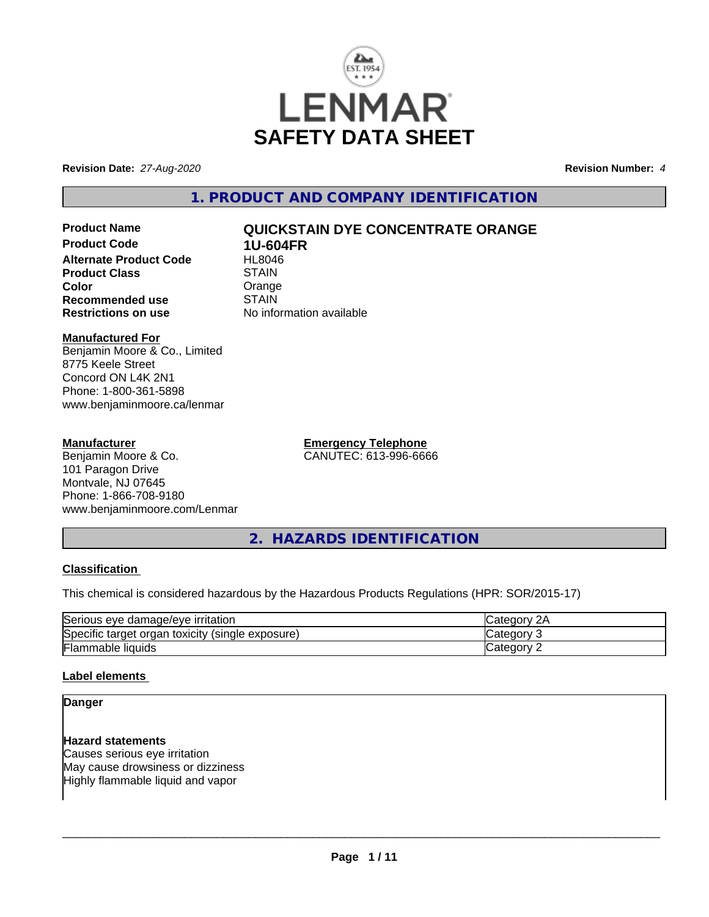LENMAR

# SAFETY DATA SHEET

**Revision Date:** *27-Aug-2020*

**Revision Number:** *4*

## 1. PRODUCT AND COMPANY IDENTIFICATION

| | |
|---|---|
| **Product Name** | **QUICKSTAIN DYE CONCENTRATE ORANGE** |
| **Product Code** | **1U-604FR** |
| **Alternate Product Code** | HL8046 |
| **Product Class** | STAIN |
| **Color** | Orange |
| **Recommended use** | STAIN |
| **Restrictions on use** | No information available |

**Manufactured For**
Benjamin Moore & Co., Limited
8775 Keele Street
Concord ON L4K 2N1
Phone: 1-800-361-5898
www.benjaminmoore.ca/lenmar

**Manufacturer**
Benjamin Moore & Co.
101 Paragon Drive
Montvale, NJ 07645
Phone: 1-866-708-9180
www.benjaminmoore.com/Lenmar

**Emergency Telephone**
CANUTEC: 613-996-6666

## 2. HAZARDS IDENTIFICATION

### Classification

This chemical is considered hazardous by the Hazardous Products Regulations (HPR: SOR/2015-17)

| | |
|---|---|
| Serious eye damage/eye irritation | Category 2A |
| Specific target organ toxicity (single exposure) | Category 3 |
| Flammable liquids | Category 2 |

### Label elements

**Danger**

**Hazard statements**
Causes serious eye irritation
May cause drowsiness or dizziness
Highly flammable liquid and vapor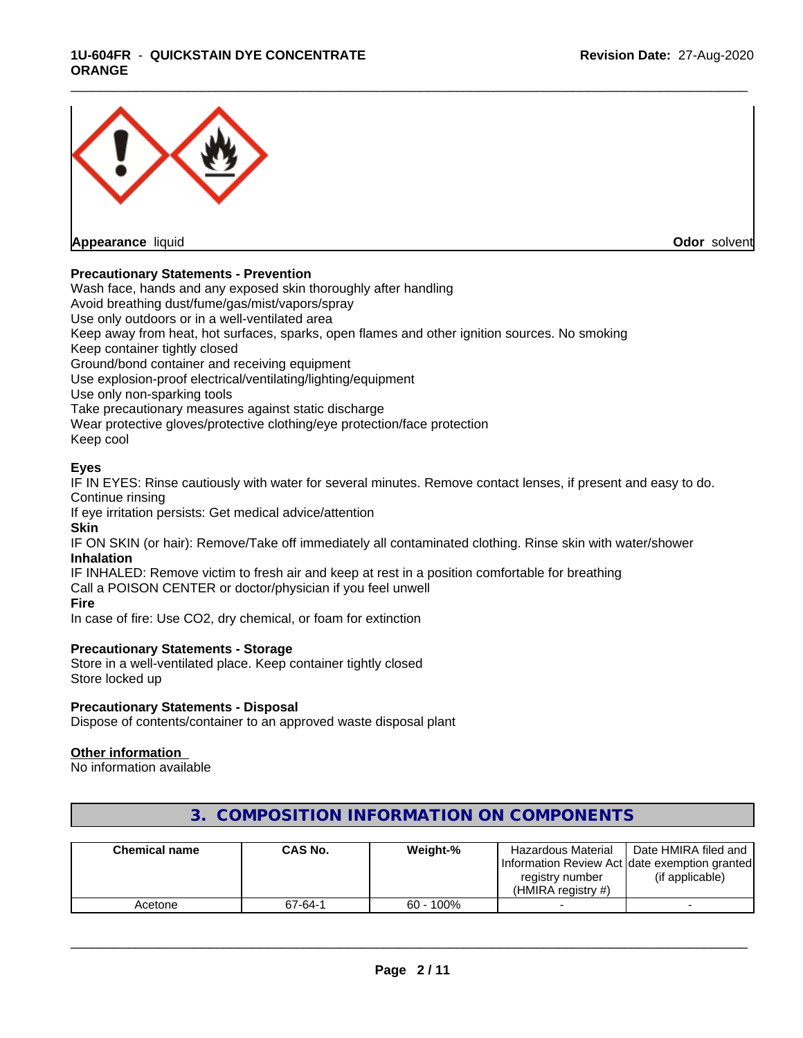**Appearance** liquid **Odor** solvent

**Precautionary Statements - Prevention**

Wash face, hands and any exposed skin thoroughly after handling
Avoid breathing dust/fume/gas/mist/vapors/spray
Use only outdoors or in a well-ventilated area
Keep away from heat, hot surfaces, sparks, open flames and other ignition sources. No smoking
Keep container tightly closed
Ground/bond container and receiving equipment
Use explosion-proof electrical/ventilating/lighting/equipment
Use only non-sparking tools
Take precautionary measures against static discharge
Wear protective gloves/protective clothing/eye protection/face protection
Keep cool

**Eyes**

IF IN EYES: Rinse cautiously with water for several minutes. Remove contact lenses, if present and easy to do. Continue rinsing
If eye irritation persists: Get medical advice/attention

**Skin**

IF ON SKIN (or hair): Remove/Take off immediately all contaminated clothing. Rinse skin with water/shower

**Inhalation**

IF INHALED: Remove victim to fresh air and keep at rest in a position comfortable for breathing
Call a POISON CENTER or doctor/physician if you feel unwell

**Fire**

In case of fire: Use CO2, dry chemical, or foam for extinction

**Precautionary Statements - Storage**

Store in a well-ventilated place. Keep container tightly closed
Store locked up

**Precautionary Statements - Disposal**

Dispose of contents/container to an approved waste disposal plant

**Other information**

No information available

## 3. COMPOSITION INFORMATION ON COMPONENTS

| Chemical name | CAS No. | Weight-% | Hazardous Material Information Review Act registry number (HMIRA registry #) | Date HMIRA filed and date exemption granted (if applicable) |
|---|---|---|---|---|
| Acetone | 67-64-1 | 60 - 100% | - | - |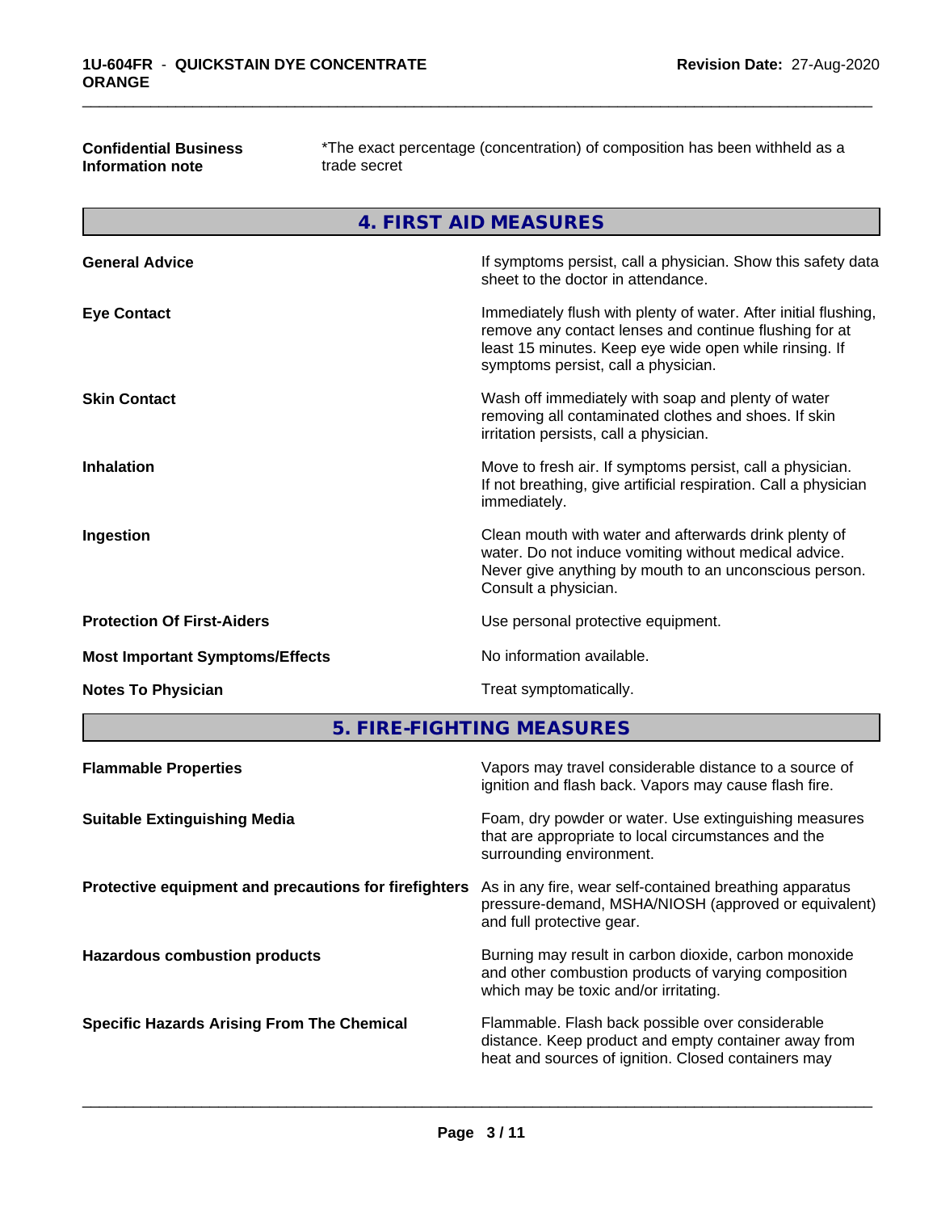**Confidential Business Information note**: *The exact percentage (concentration) of composition has been withheld as a trade secret

## 4. FIRST AID MEASURES

**General Advice**: If symptoms persist, call a physician. Show this safety data sheet to the doctor in attendance.

**Eye Contact**: Immediately flush with plenty of water. After initial flushing, remove any contact lenses and continue flushing for at least 15 minutes. Keep eye wide open while rinsing. If symptoms persist, call a physician.

**Skin Contact**: Wash off immediately with soap and plenty of water removing all contaminated clothes and shoes. If skin irritation persists, call a physician.

**Inhalation**: Move to fresh air. If symptoms persist, call a physician. If not breathing, give artificial respiration. Call a physician immediately.

**Ingestion**: Clean mouth with water and afterwards drink plenty of water. Do not induce vomiting without medical advice. Never give anything by mouth to an unconscious person. Consult a physician.

**Protection Of First-Aiders**: Use personal protective equipment.

**Most Important Symptoms/Effects**: No information available.

**Notes To Physician**: Treat symptomatically.

## 5. FIRE-FIGHTING MEASURES

**Flammable Properties**: Vapors may travel considerable distance to a source of ignition and flash back. Vapors may cause flash fire.

**Suitable Extinguishing Media**: Foam, dry powder or water. Use extinguishing measures that are appropriate to local circumstances and the surrounding environment.

**Protective equipment and precautions for firefighters**: As in any fire, wear self-contained breathing apparatus pressure-demand, MSHA/NIOSH (approved or equivalent) and full protective gear.

**Hazardous combustion products**: Burning may result in carbon dioxide, carbon monoxide and other combustion products of varying composition which may be toxic and/or irritating.

**Specific Hazards Arising From The Chemical**: Flammable. Flash back possible over considerable distance. Keep product and empty container away from heat and sources of ignition. Closed containers may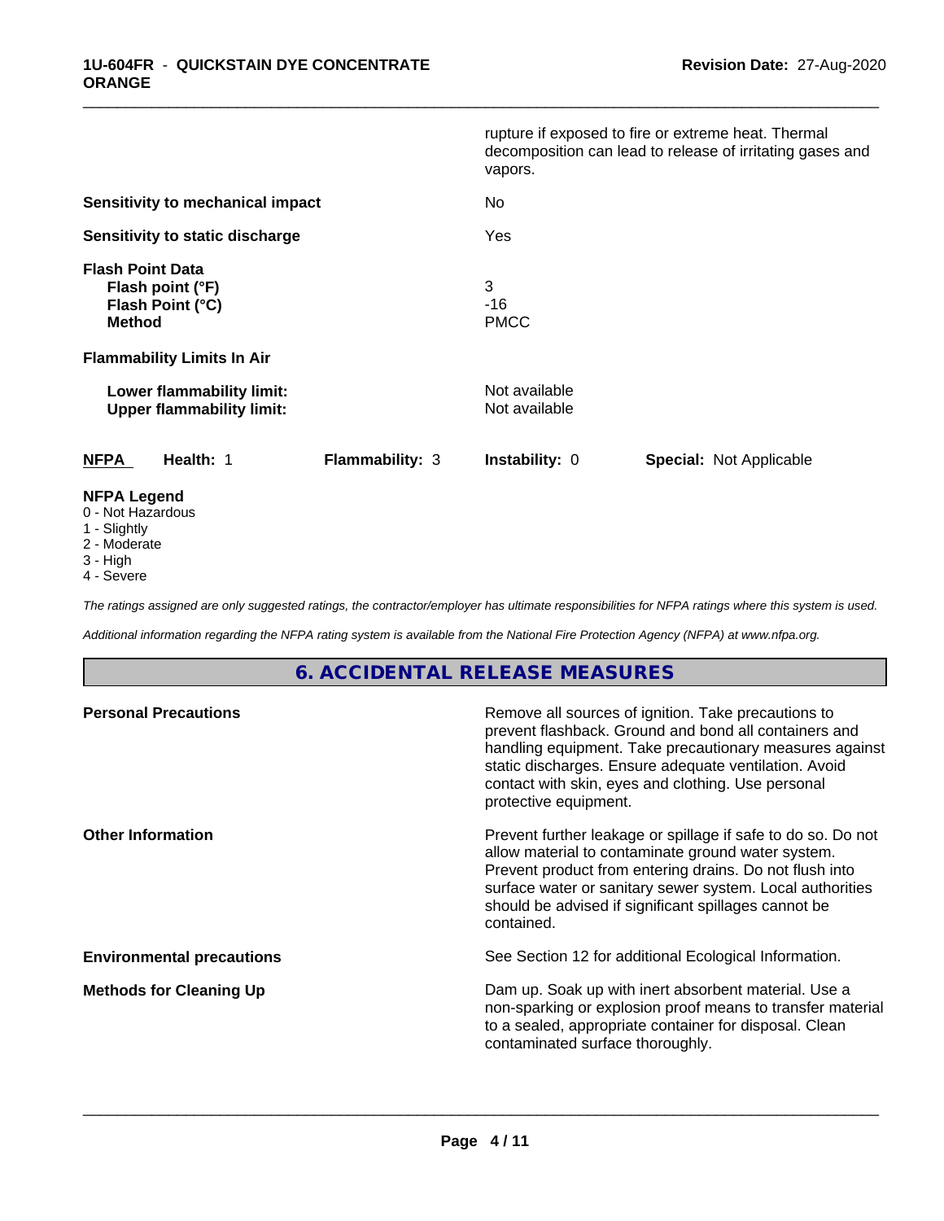| | |
|---|---|
| | rupture if exposed to fire or extreme heat. Thermal decomposition can lead to release of irritating gases and vapors. |
| **Sensitivity to mechanical impact** | No |
| **Sensitivity to static discharge** | Yes |
| **Flash Point Data** | |
| **Flash point (°F)** | 3 |
| **Flash Point (°C)** | -16 |
| **Method** | PMCC |
| **Flammability Limits In Air** | |
| **Lower flammability limit:** | Not available |
| **Upper flammability limit:** | Not available |

| **NFPA** | **Health:** 1 | **Flammability:** 3 | **Instability:** 0 | **Special:** Not Applicable |
|---|---|---|---|---|

**NFPA Legend**

- 0 - Not Hazardous
- 1 - Slightly
- 2 - Moderate
- 3 - High
- 4 - Severe

*The ratings assigned are only suggested ratings, the contractor/employer has ultimate responsibilities for NFPA ratings where this system is used.*

*Additional information regarding the NFPA rating system is available from the National Fire Protection Agency (NFPA) at www.nfpa.org.*

## 6. ACCIDENTAL RELEASE MEASURES

| | |
|---|---|
| **Personal Precautions** | Remove all sources of ignition. Take precautions to prevent flashback. Ground and bond all containers and handling equipment. Take precautionary measures against static discharges. Ensure adequate ventilation. Avoid contact with skin, eyes and clothing. Use personal protective equipment. |
| **Other Information** | Prevent further leakage or spillage if safe to do so. Do not allow material to contaminate ground water system. Prevent product from entering drains. Do not flush into surface water or sanitary sewer system. Local authorities should be advised if significant spillages cannot be contained. |
| **Environmental precautions** | See Section 12 for additional Ecological Information. |
| **Methods for Cleaning Up** | Dam up. Soak up with inert absorbent material. Use a non-sparking or explosion proof means to transfer material to a sealed, appropriate container for disposal. Clean contaminated surface thoroughly. |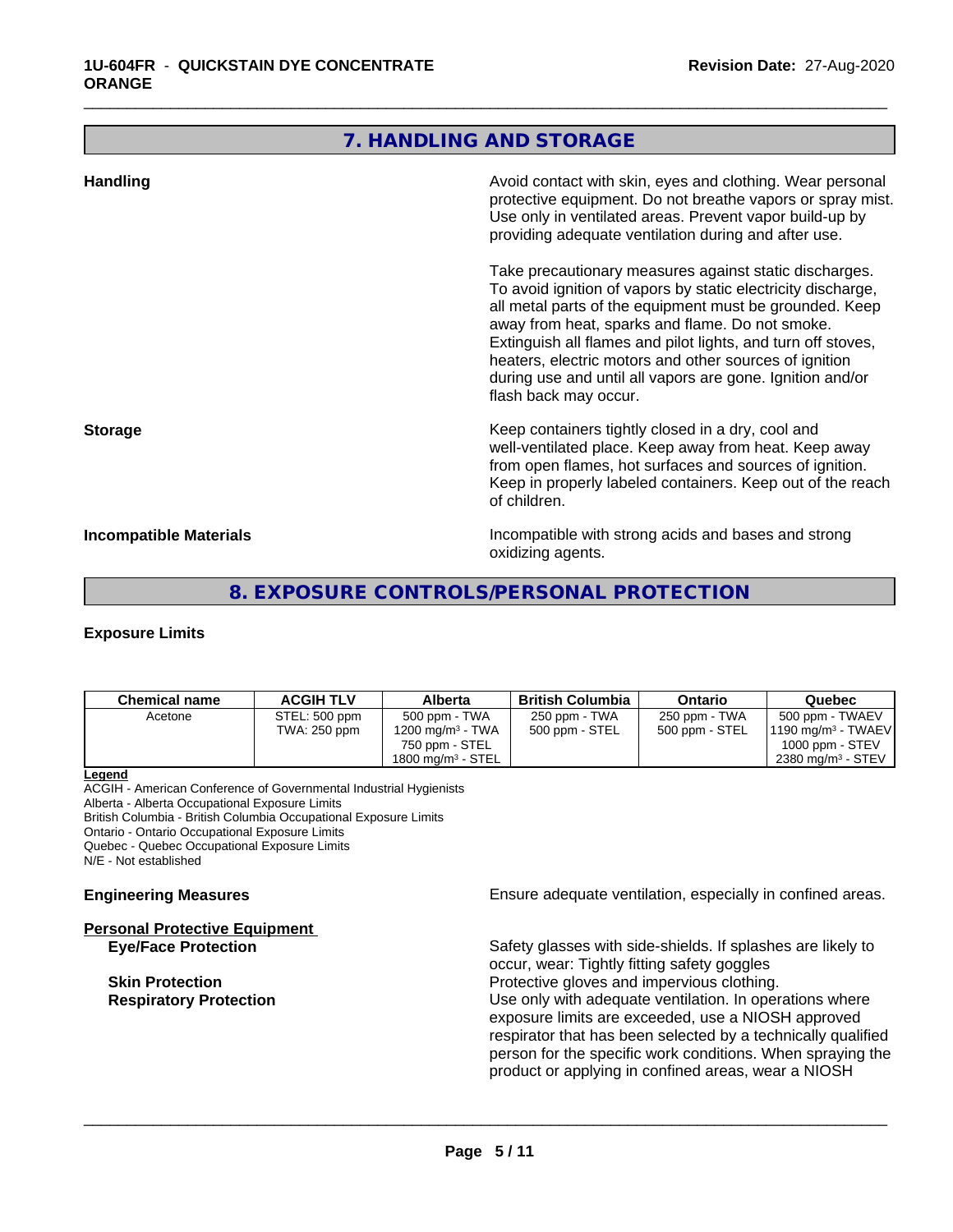## 7. HANDLING AND STORAGE

**Handling**

Avoid contact with skin, eyes and clothing. Wear personal protective equipment. Do not breathe vapors or spray mist. Use only in ventilated areas. Prevent vapor build-up by providing adequate ventilation during and after use.

Take precautionary measures against static discharges. To avoid ignition of vapors by static electricity discharge, all metal parts of the equipment must be grounded. Keep away from heat, sparks and flame. Do not smoke. Extinguish all flames and pilot lights, and turn off stoves, heaters, electric motors and other sources of ignition during use and until all vapors are gone. Ignition and/or flash back may occur.

**Storage**

Keep containers tightly closed in a dry, cool and well-ventilated place. Keep away from heat. Keep away from open flames, hot surfaces and sources of ignition. Keep in properly labeled containers. Keep out of the reach of children.

**Incompatible Materials**

Incompatible with strong acids and bases and strong oxidizing agents.

## 8. EXPOSURE CONTROLS/PERSONAL PROTECTION

**Exposure Limits**

| Chemical name | ACGIH TLV | Alberta | British Columbia | Ontario | Quebec |
|---|---|---|---|---|---|
| Acetone | STEL: 500 ppm<br>TWA: 250 ppm | 500 ppm - TWA<br>1200 mg/m³ - TWA<br>750 ppm - STEL<br>1800 mg/m³ - STEL | 250 ppm - TWA<br>500 ppm - STEL | 250 ppm - TWA<br>500 ppm - STEL | 500 ppm - TWAEV<br>1190 mg/m³ - TWAEV<br>1000 ppm - STEV<br>2380 mg/m³ - STEV |

**Legend**
ACGIH - American Conference of Governmental Industrial Hygienists
Alberta - Alberta Occupational Exposure Limits
British Columbia - British Columbia Occupational Exposure Limits
Ontario - Ontario Occupational Exposure Limits
Quebec - Quebec Occupational Exposure Limits
N/E - Not established

**Engineering Measures**

Ensure adequate ventilation, especially in confined areas.

**Personal Protective Equipment**

**Eye/Face Protection**

Safety glasses with side-shields. If splashes are likely to occur, wear: Tightly fitting safety goggles

**Skin Protection**

Protective gloves and impervious clothing.

**Respiratory Protection**

Use only with adequate ventilation. In operations where exposure limits are exceeded, use a NIOSH approved respirator that has been selected by a technically qualified person for the specific work conditions. When spraying the product or applying in confined areas, wear a NIOSH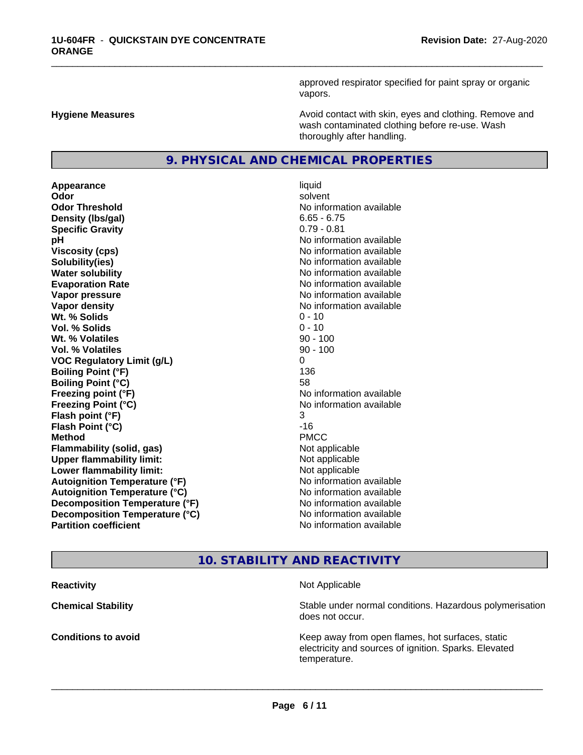approved respirator specified for paint spray or organic vapors.

**Hygiene Measures** Avoid contact with skin, eyes and clothing. Remove and wash contaminated clothing before re-use. Wash thoroughly after handling.

## 9. PHYSICAL AND CHEMICAL PROPERTIES

| | |
|---|---|
| **Appearance** | liquid |
| **Odor** | solvent |
| **Odor Threshold** | No information available |
| **Density (lbs/gal)** | 6.65 - 6.75 |
| **Specific Gravity** | 0.79 - 0.81 |
| **pH** | No information available |
| **Viscosity (cps)** | No information available |
| **Solubility(ies)** | No information available |
| **Water solubility** | No information available |
| **Evaporation Rate** | No information available |
| **Vapor pressure** | No information available |
| **Vapor density** | No information available |
| **Wt. % Solids** | 0 - 10 |
| **Vol. % Solids** | 0 - 10 |
| **Wt. % Volatiles** | 90 - 100 |
| **Vol. % Volatiles** | 90 - 100 |
| **VOC Regulatory Limit (g/L)** | 0 |
| **Boiling Point (°F)** | 136 |
| **Boiling Point (°C)** | 58 |
| **Freezing point (°F)** | No information available |
| **Freezing Point (°C)** | No information available |
| **Flash point (°F)** | 3 |
| **Flash Point (°C)** | -16 |
| **Method** | PMCC |
| **Flammability (solid, gas)** | Not applicable |
| **Upper flammability limit:** | Not applicable |
| **Lower flammability limit:** | Not applicable |
| **Autoignition Temperature (°F)** | No information available |
| **Autoignition Temperature (°C)** | No information available |
| **Decomposition Temperature (°F)** | No information available |
| **Decomposition Temperature (°C)** | No information available |
| **Partition coefficient** | No information available |

## 10. STABILITY AND REACTIVITY

**Reactivity** Not Applicable

**Chemical Stability** Stable under normal conditions. Hazardous polymerisation does not occur.

**Conditions to avoid** Keep away from open flames, hot surfaces, static electricity and sources of ignition. Sparks. Elevated temperature.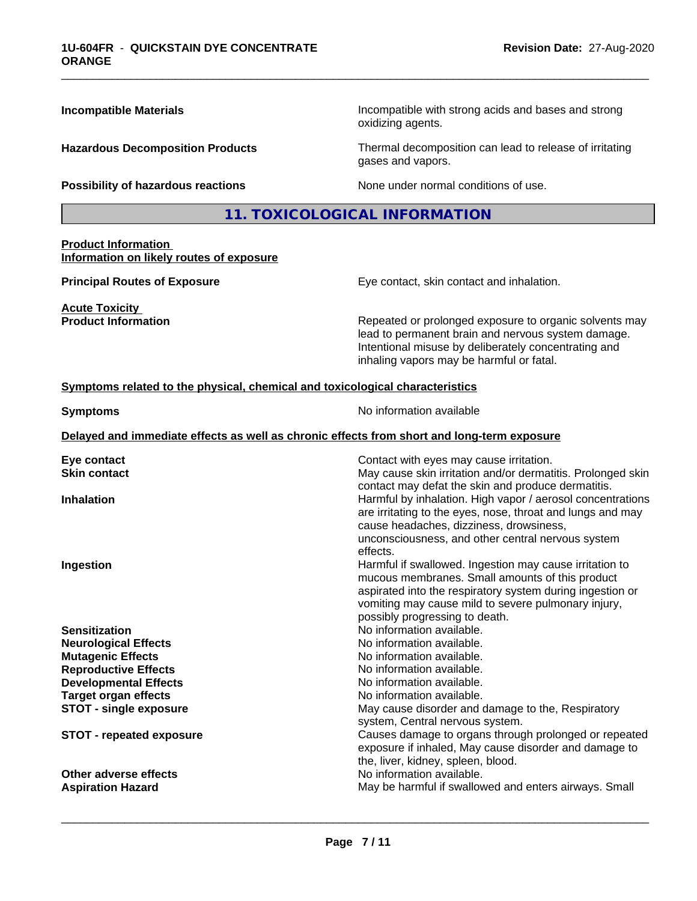**Incompatible Materials** Incompatible with strong acids and bases and strong oxidizing agents.

**Hazardous Decomposition Products** Thermal decomposition can lead to release of irritating gases and vapors.

**Possibility of hazardous reactions** None under normal conditions of use.

## 11. TOXICOLOGICAL INFORMATION

**Product Information**
**Information on likely routes of exposure**

**Principal Routes of Exposure** Eye contact, skin contact and inhalation.

**Acute Toxicity**
**Product Information** Repeated or prolonged exposure to organic solvents may lead to permanent brain and nervous system damage. Intentional misuse by deliberately concentrating and inhaling vapors may be harmful or fatal.

**Symptoms related to the physical, chemical and toxicological characteristics**

**Symptoms** No information available

**Delayed and immediate effects as well as chronic effects from short and long-term exposure**

**Eye contact** Contact with eyes may cause irritation.
**Skin contact** May cause skin irritation and/or dermatitis. Prolonged skin contact may defat the skin and produce dermatitis.
**Inhalation** Harmful by inhalation. High vapor / aerosol concentrations are irritating to the eyes, nose, throat and lungs and may cause headaches, dizziness, drowsiness, unconsciousness, and other central nervous system effects.
**Ingestion** Harmful if swallowed. Ingestion may cause irritation to mucous membranes. Small amounts of this product aspirated into the respiratory system during ingestion or vomiting may cause mild to severe pulmonary injury, possibly progressing to death.
**Sensitization** No information available.
**Neurological Effects** No information available.
**Mutagenic Effects** No information available.
**Reproductive Effects** No information available.
**Developmental Effects** No information available.
**Target organ effects** No information available.
**STOT - single exposure** May cause disorder and damage to the, Respiratory system, Central nervous system.
**STOT - repeated exposure** Causes damage to organs through prolonged or repeated exposure if inhaled, May cause disorder and damage to the, liver, kidney, spleen, blood.
**Other adverse effects** No information available.
**Aspiration Hazard** May be harmful if swallowed and enters airways. Small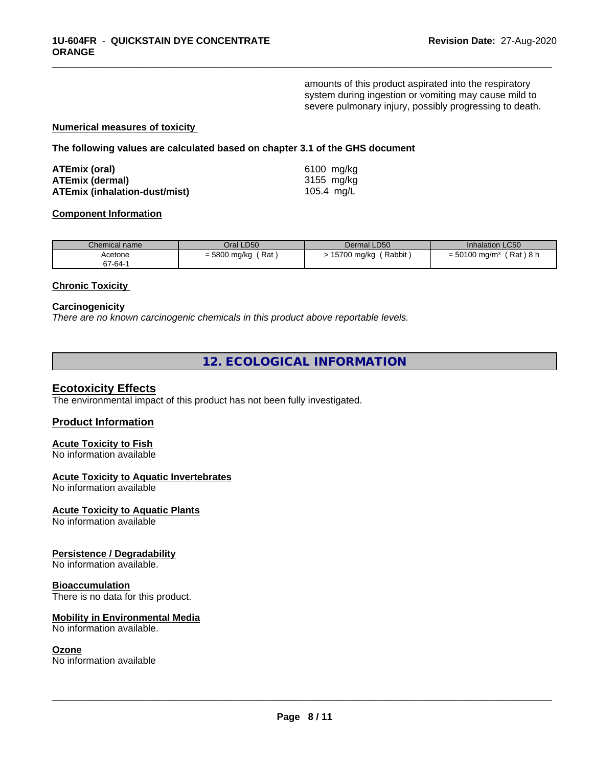amounts of this product aspirated into the respiratory system during ingestion or vomiting may cause mild to severe pulmonary injury, possibly progressing to death.

**Numerical measures of toxicity**

**The following values are calculated based on chapter 3.1 of the GHS document**

| | |
|---|---|
| **ATEmix (oral)** | 6100 mg/kg |
| **ATEmix (dermal)** | 3155 mg/kg |
| **ATEmix (inhalation-dust/mist)** | 105.4 mg/L |

**Component Information**

| Chemical name | Oral LD50 | Dermal LD50 | Inhalation LC50 |
|---|---|---|---|
| Acetone<br>67-64-1 | = 5800 mg/kg ( Rat ) | > 15700 mg/kg ( Rabbit ) | = 50100 mg/m³ ( Rat ) 8 h |

**Chronic Toxicity**

**Carcinogenicity**

*There are no known carcinogenic chemicals in this product above reportable levels.*

## 12. ECOLOGICAL INFORMATION

### Ecotoxicity Effects

The environmental impact of this product has not been fully investigated.

### Product Information

**Acute Toxicity to Fish**

No information available

**Acute Toxicity to Aquatic Invertebrates**

No information available

**Acute Toxicity to Aquatic Plants**

No information available

**Persistence / Degradability**

No information available.

**Bioaccumulation**

There is no data for this product.

**Mobility in Environmental Media**

No information available.

**Ozone**

No information available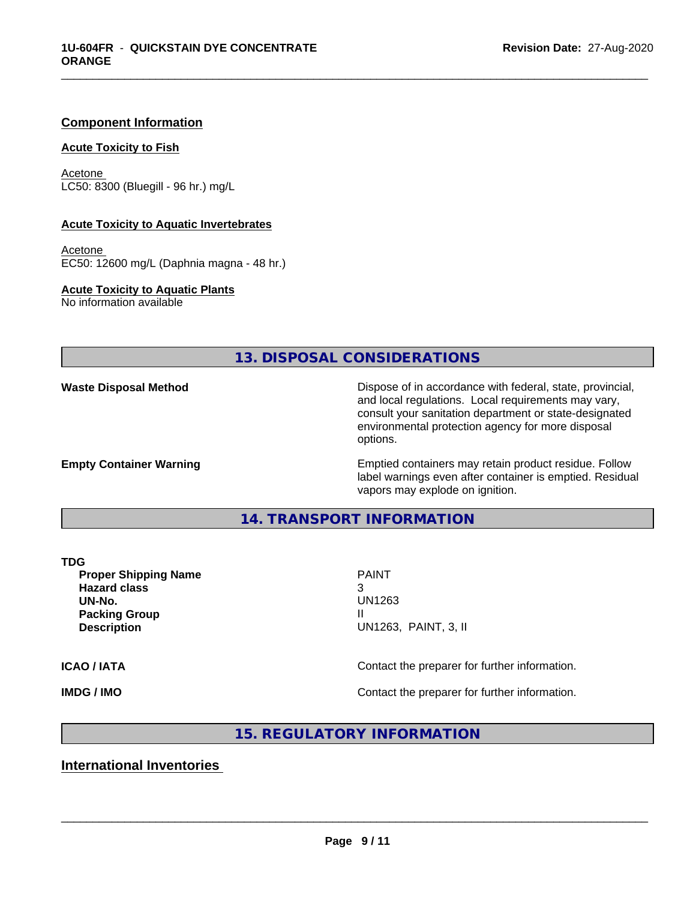### Component Information

#### Acute Toxicity to Fish

Acetone
LC50: 8300 (Bluegill - 96 hr.) mg/L

#### Acute Toxicity to Aquatic Invertebrates

Acetone
EC50: 12600 mg/L (Daphnia magna - 48 hr.)

#### Acute Toxicity to Aquatic Plants

No information available

## 13. DISPOSAL CONSIDERATIONS

| | |
|---|---|
| **Waste Disposal Method** | Dispose of in accordance with federal, state, provincial, and local regulations. Local requirements may vary, consult your sanitation department or state-designated environmental protection agency for more disposal options. |
| **Empty Container Warning** | Emptied containers may retain product residue. Follow label warnings even after container is emptied. Residual vapors may explode on ignition. |

## 14. TRANSPORT INFORMATION

**TDG**

| | |
|---|---|
| **Proper Shipping Name** | PAINT |
| **Hazard class** | 3 |
| **UN-No.** | UN1263 |
| **Packing Group** | II |
| **Description** | UN1263, PAINT, 3, II |

| | |
|---|---|
| **ICAO / IATA** | Contact the preparer for further information. |
| **IMDG / IMO** | Contact the preparer for further information. |

## 15. REGULATORY INFORMATION

### International Inventories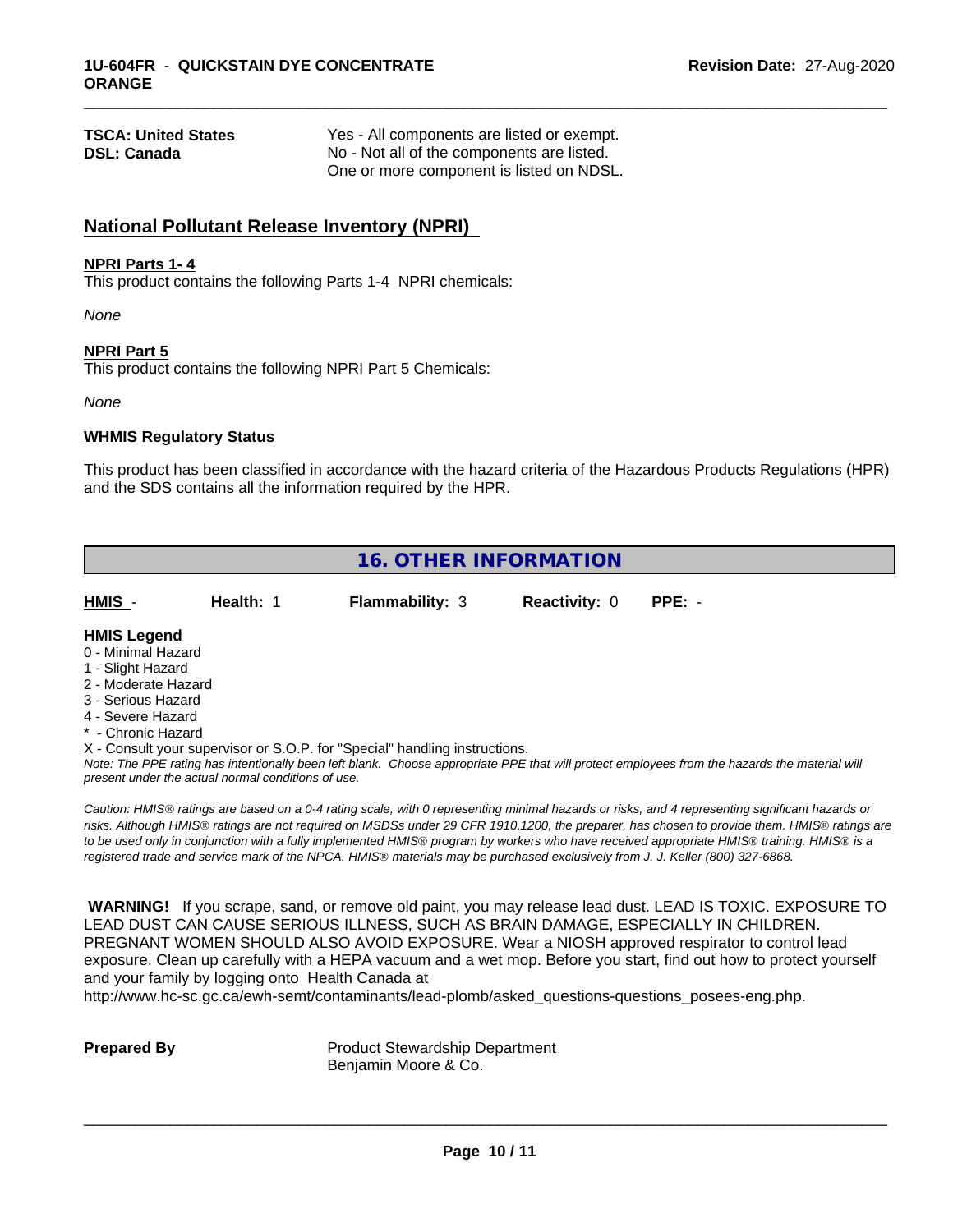| | |
|---|---|
| **TSCA: United States** | Yes - All components are listed or exempt. |
| **DSL: Canada** | No - Not all of the components are listed. One or more component is listed on NDSL. |

## National Pollutant Release Inventory (NPRI)

### NPRI Parts 1- 4

This product contains the following Parts 1-4 NPRI chemicals:

*None*

### NPRI Part 5

This product contains the following NPRI Part 5 Chemicals:

*None*

### WHMIS Regulatory Status

This product has been classified in accordance with the hazard criteria of the Hazardous Products Regulations (HPR) and the SDS contains all the information required by the HPR.

## 16. OTHER INFORMATION

| HMIS - | Health: 1 | Flammability: 3 | Reactivity: 0 | PPE: - |
|---|---|---|---|---|

**HMIS Legend**

0 - Minimal Hazard
1 - Slight Hazard
2 - Moderate Hazard
3 - Serious Hazard
4 - Severe Hazard
* - Chronic Hazard
X - Consult your supervisor or S.O.P. for "Special" handling instructions.

*Note: The PPE rating has intentionally been left blank. Choose appropriate PPE that will protect employees from the hazards the material will present under the actual normal conditions of use.*

*Caution: HMIS® ratings are based on a 0-4 rating scale, with 0 representing minimal hazards or risks, and 4 representing significant hazards or risks. Although HMIS® ratings are not required on MSDSs under 29 CFR 1910.1200, the preparer, has chosen to provide them. HMIS® ratings are to be used only in conjunction with a fully implemented HMIS® program by workers who have received appropriate HMIS® training. HMIS® is a registered trade and service mark of the NPCA. HMIS® materials may be purchased exclusively from J. J. Keller (800) 327-6868.*

**WARNING!** If you scrape, sand, or remove old paint, you may release lead dust. LEAD IS TOXIC. EXPOSURE TO LEAD DUST CAN CAUSE SERIOUS ILLNESS, SUCH AS BRAIN DAMAGE, ESPECIALLY IN CHILDREN. PREGNANT WOMEN SHOULD ALSO AVOID EXPOSURE. Wear a NIOSH approved respirator to control lead exposure. Clean up carefully with a HEPA vacuum and a wet mop. Before you start, find out how to protect yourself and your family by logging onto Health Canada at http://www.hc-sc.gc.ca/ewh-semt/contaminants/lead-plomb/asked_questions-questions_posees-eng.php.

| | |
|---|---|
| **Prepared By** | Product Stewardship Department<br>Benjamin Moore & Co. |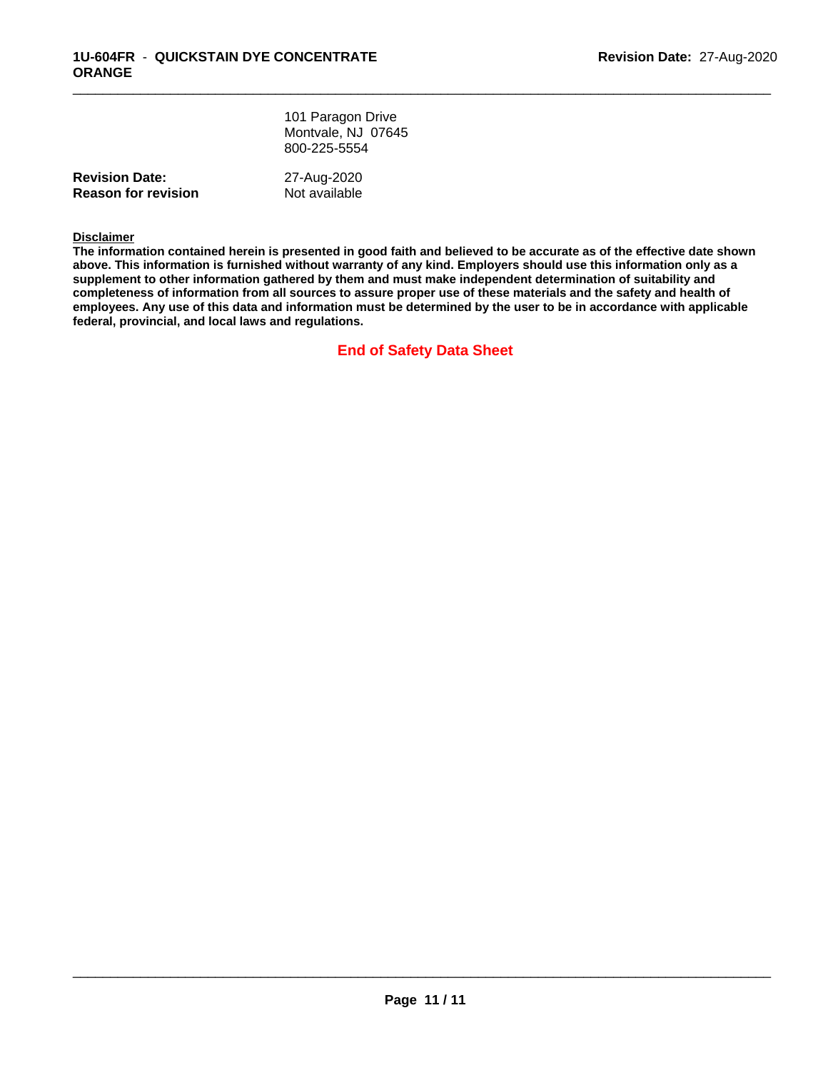101 Paragon Drive
Montvale, NJ 07645
800-225-5554

| | |
|---|---|
| **Revision Date:** | 27-Aug-2020 |
| **Reason for revision** | Not available |

**Disclaimer**

**The information contained herein is presented in good faith and believed to be accurate as of the effective date shown above. This information is furnished without warranty of any kind. Employers should use this information only as a supplement to other information gathered by them and must make independent determination of suitability and completeness of information from all sources to assure proper use of these materials and the safety and health of employees. Any use of this data and information must be determined by the user to be in accordance with applicable federal, provincial, and local laws and regulations.**

**End of Safety Data Sheet**